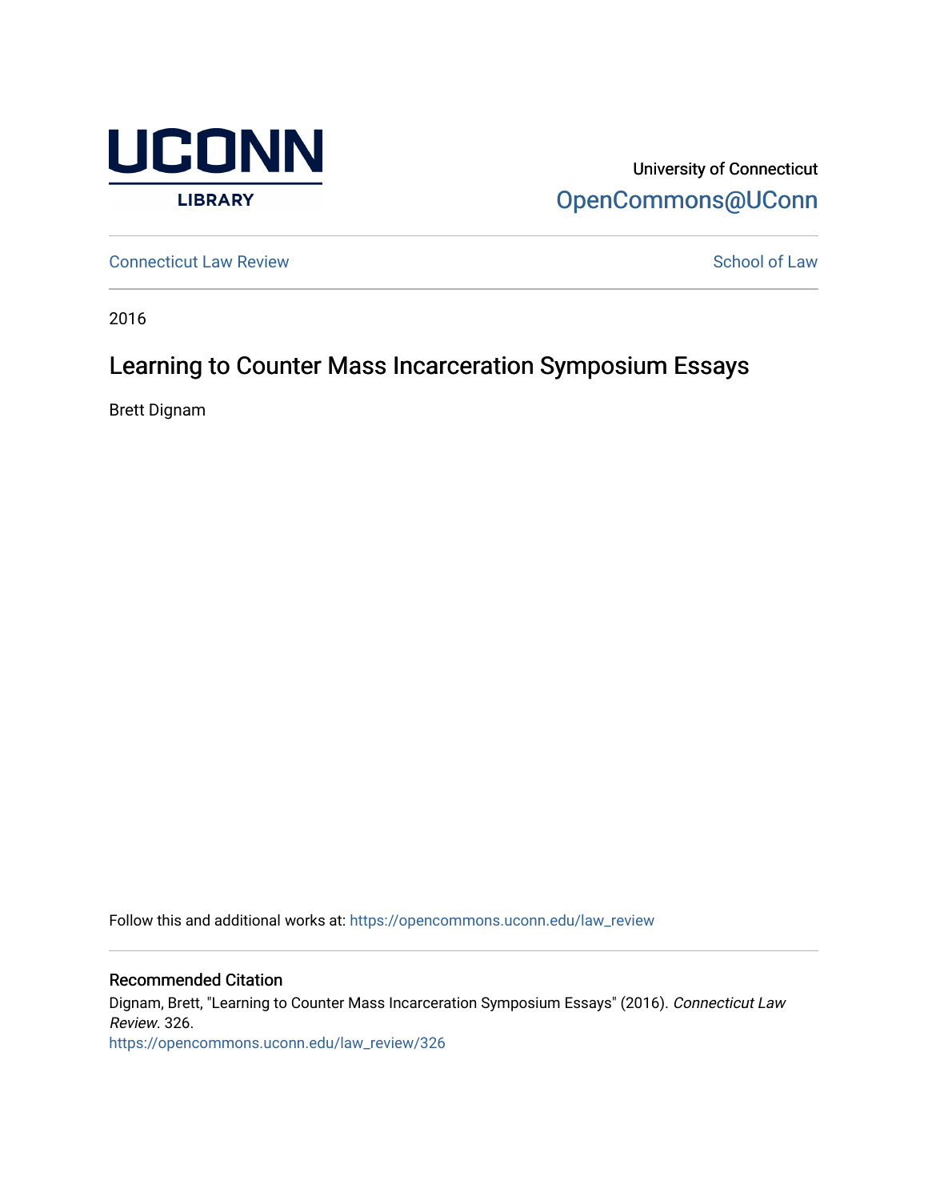University of Connecticut

OpenCommons@UConn

Connecticut Law Review

School of Law

2016

# Learning to Counter Mass Incarceration Symposium Essays

Brett Dignam

Follow this and additional works at: https://opencommons.uconn.edu/law_review

## Recommended Citation

Dignam, Brett, "Learning to Counter Mass Incarceration Symposium Essays" (2016). *Connecticut Law Review*. 326.
https://opencommons.uconn.edu/law_review/326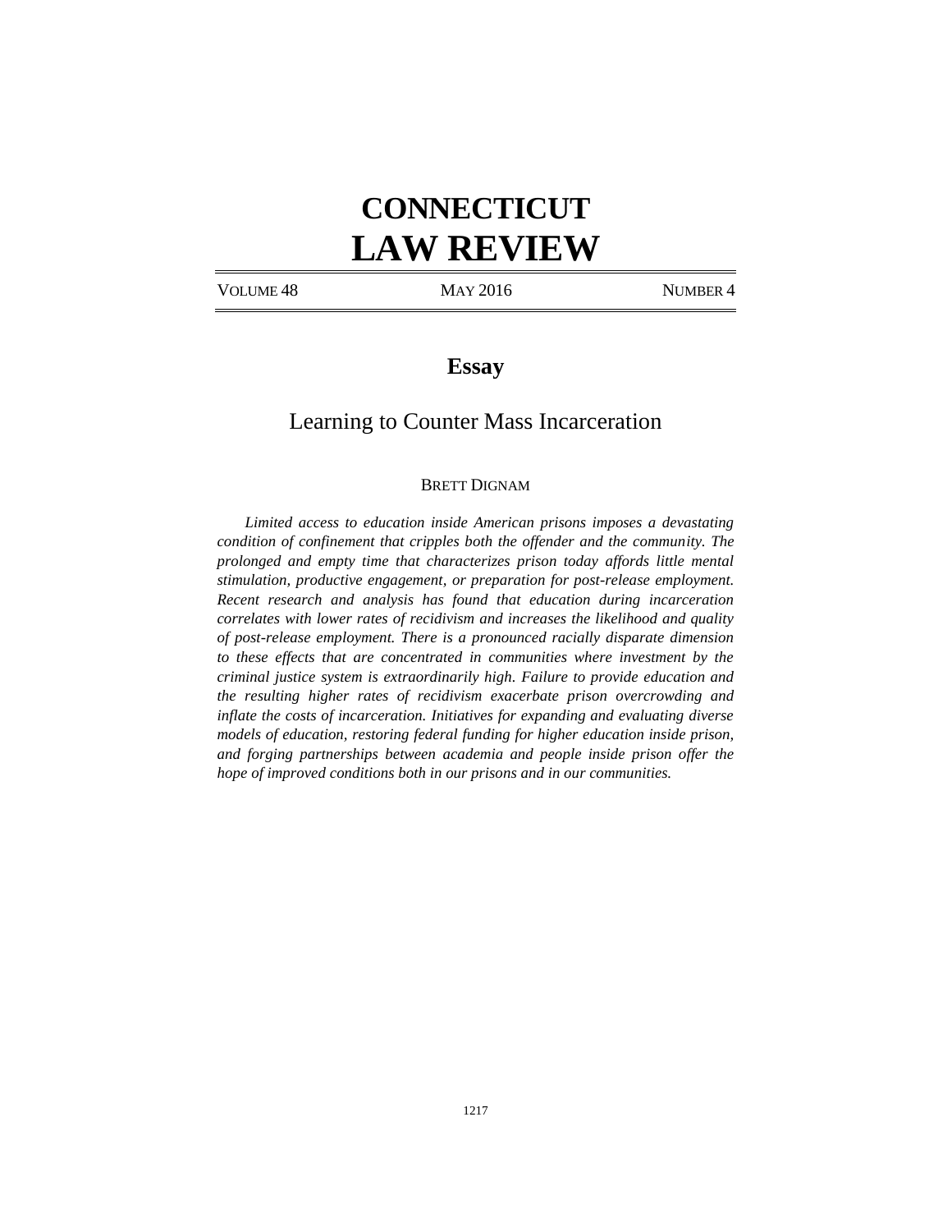# CONNECTICUT LAW REVIEW

VOLUME 48 MAY 2016 NUMBER 4

## Essay

## Learning to Counter Mass Incarceration

BRETT DIGNAM

*Limited access to education inside American prisons imposes a devastating condition of confinement that cripples both the offender and the community. The prolonged and empty time that characterizes prison today affords little mental stimulation, productive engagement, or preparation for post-release employment. Recent research and analysis has found that education during incarceration correlates with lower rates of recidivism and increases the likelihood and quality of post-release employment. There is a pronounced racially disparate dimension to these effects that are concentrated in communities where investment by the criminal justice system is extraordinarily high. Failure to provide education and the resulting higher rates of recidivism exacerbate prison overcrowding and inflate the costs of incarceration. Initiatives for expanding and evaluating diverse models of education, restoring federal funding for higher education inside prison, and forging partnerships between academia and people inside prison offer the hope of improved conditions both in our prisons and in our communities.*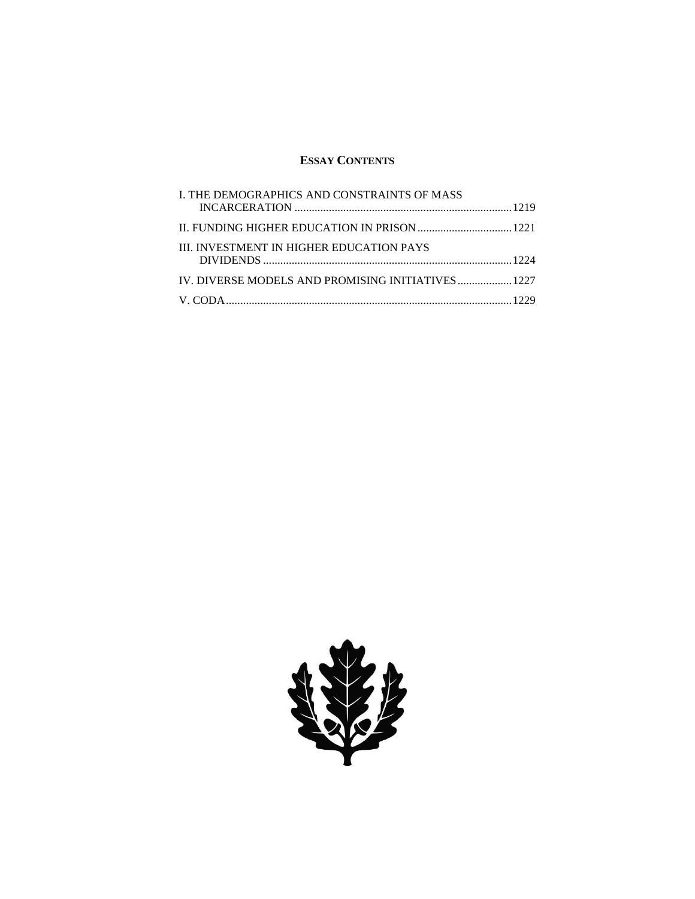**ESSAY CONTENTS**

I. THE DEMOGRAPHICS AND CONSTRAINTS OF MASS INCARCERATION ........................................................................... 1219

II. FUNDING HIGHER EDUCATION IN PRISON ................................. 1221

III. INVESTMENT IN HIGHER EDUCATION PAYS DIVIDENDS ...................................................................................... 1224

IV. DIVERSE MODELS AND PROMISING INITIATIVES ................... 1227

V. CODA ................................................................................................... 1229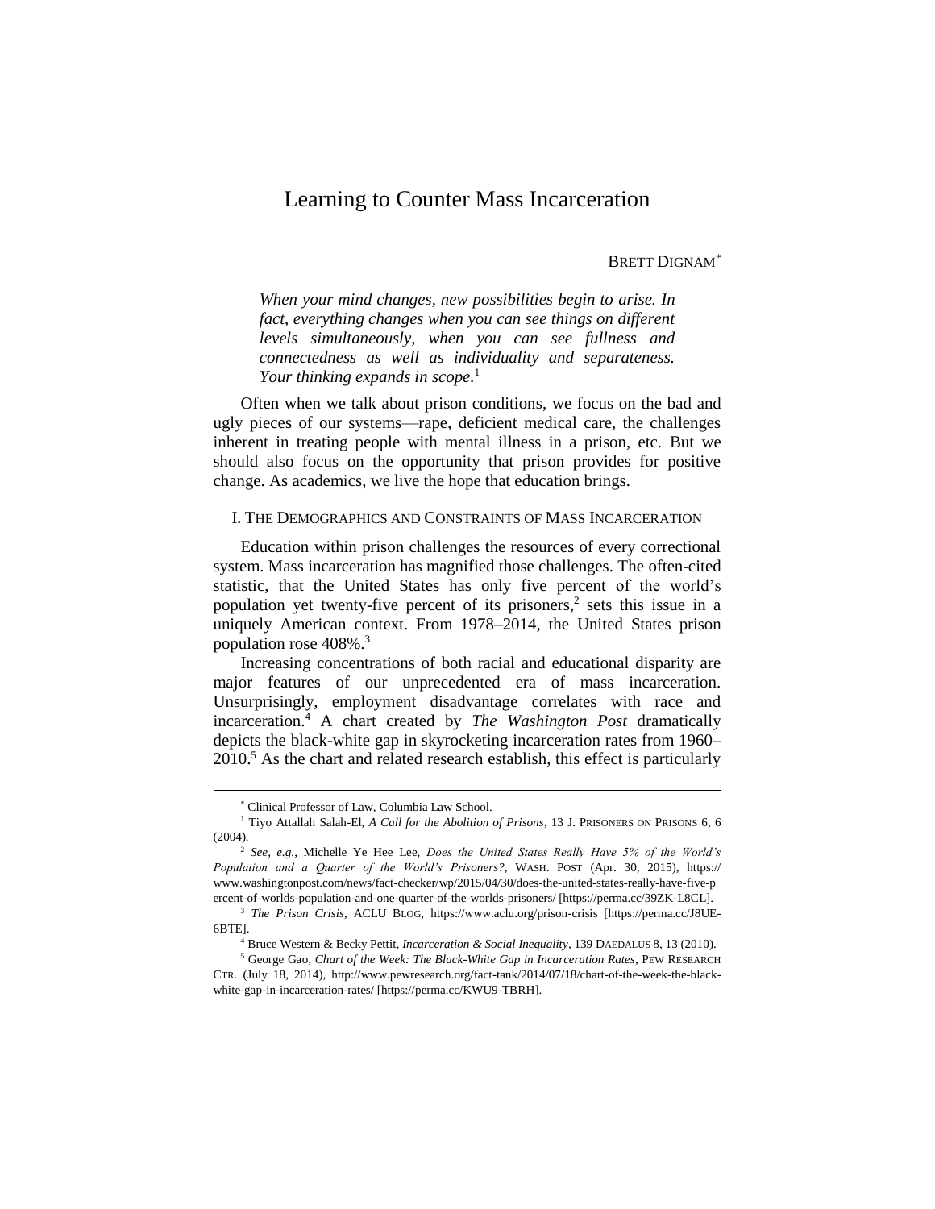# Learning to Counter Mass Incarceration

BRETT DIGNAM[*]

> *When your mind changes, new possibilities begin to arise. In fact, everything changes when you can see things on different levels simultaneously, when you can see fullness and connectedness as well as individuality and separateness. Your thinking expands in scope.*[1]

Often when we talk about prison conditions, we focus on the bad and ugly pieces of our systems—rape, deficient medical care, the challenges inherent in treating people with mental illness in a prison, etc. But we should also focus on the opportunity that prison provides for positive change. As academics, we live the hope that education brings.

## I. THE DEMOGRAPHICS AND CONSTRAINTS OF MASS INCARCERATION

Education within prison challenges the resources of every correctional system. Mass incarceration has magnified those challenges. The often-cited statistic, that the United States has only five percent of the world's population yet twenty-five percent of its prisoners,[2] sets this issue in a uniquely American context. From 1978–2014, the United States prison population rose 408%.[3]

Increasing concentrations of both racial and educational disparity are major features of our unprecedented era of mass incarceration. Unsurprisingly, employment disadvantage correlates with race and incarceration.[4] A chart created by *The Washington Post* dramatically depicts the black-white gap in skyrocketing incarceration rates from 1960–2010.[5] As the chart and related research establish, this effect is particularly

---

[*] Clinical Professor of Law, Columbia Law School.

[1] Tiyo Attallah Salah-El, *A Call for the Abolition of Prisons*, 13 J. PRISONERS ON PRISONS 6, 6 (2004).

[2] *See, e.g.*, Michelle Ye Hee Lee, *Does the United States Really Have 5% of the World's Population and a Quarter of the World's Prisoners?*, WASH. POST (Apr. 30, 2015), https://www.washingtonpost.com/news/fact-checker/wp/2015/04/30/does-the-united-states-really-have-five-percent-of-worlds-population-and-one-quarter-of-the-worlds-prisoners/ [https://perma.cc/39ZK-L8CL].

[3] *The Prison Crisis*, ACLU BLOG, https://www.aclu.org/prison-crisis [https://perma.cc/J8UE-6BTE].

[4] Bruce Western & Becky Pettit, *Incarceration & Social Inequality*, 139 DAEDALUS 8, 13 (2010).

[5] George Gao, *Chart of the Week: The Black-White Gap in Incarceration Rates*, PEW RESEARCH CTR. (July 18, 2014), http://www.pewresearch.org/fact-tank/2014/07/18/chart-of-the-week-the-black-white-gap-in-incarceration-rates/ [https://perma.cc/KWU9-TBRH].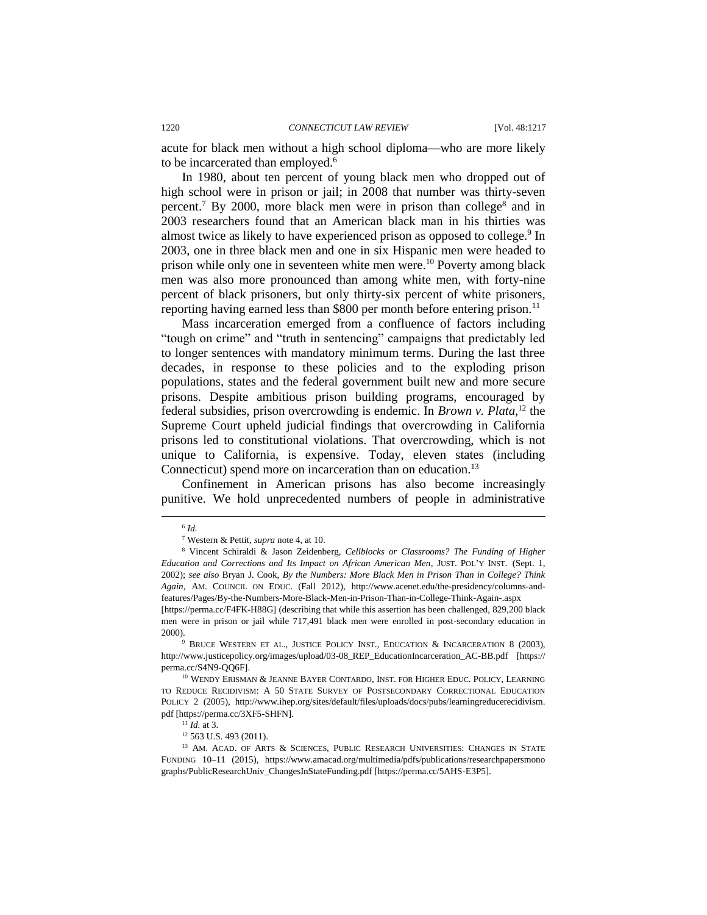acute for black men without a high school diploma—who are more likely to be incarcerated than employed.[6]

In 1980, about ten percent of young black men who dropped out of high school were in prison or jail; in 2008 that number was thirty-seven percent.[7] By 2000, more black men were in prison than college[8] and in 2003 researchers found that an American black man in his thirties was almost twice as likely to have experienced prison as opposed to college.[9] In 2003, one in three black men and one in six Hispanic men were headed to prison while only one in seventeen white men were.[10] Poverty among black men was also more pronounced than among white men, with forty-nine percent of black prisoners, but only thirty-six percent of white prisoners, reporting having earned less than $800 per month before entering prison.[11]

Mass incarceration emerged from a confluence of factors including "tough on crime" and "truth in sentencing" campaigns that predictably led to longer sentences with mandatory minimum terms. During the last three decades, in response to these policies and to the exploding prison populations, states and the federal government built new and more secure prisons. Despite ambitious prison building programs, encouraged by federal subsidies, prison overcrowding is endemic. In *Brown v. Plata*,[12] the Supreme Court upheld judicial findings that overcrowding in California prisons led to constitutional violations. That overcrowding, which is not unique to California, is expensive. Today, eleven states (including Connecticut) spend more on incarceration than on education.[13]

Confinement in American prisons has also become increasingly punitive. We hold unprecedented numbers of people in administrative

---

[6] *Id.*

[7] Western & Pettit, *supra* note 4, at 10.

[8] Vincent Schiraldi & Jason Zeidenberg, *Cellblocks or Classrooms? The Funding of Higher Education and Corrections and Its Impact on African American Men*, JUST. POL'Y INST. (Sept. 1, 2002); *see also* Bryan J. Cook, *By the Numbers: More Black Men in Prison Than in College? Think Again*, AM. COUNCIL ON EDUC. (Fall 2012), http://www.acenet.edu/the-presidency/columns-and-features/Pages/By-the-Numbers-More-Black-Men-in-Prison-Than-in-College-Think-Again-.aspx [https://perma.cc/F4FK-H88G] (describing that while this assertion has been challenged, 829,200 black men were in prison or jail while 717,491 black men were enrolled in post-secondary education in 2000).

[9] BRUCE WESTERN ET AL., JUSTICE POLICY INST., EDUCATION & INCARCERATION 8 (2003), http://www.justicepolicy.org/images/upload/03-08_REP_EducationIncarceration_AC-BB.pdf [https://perma.cc/S4N9-QQ6F].

[10] WENDY ERISMAN & JEANNE BAYER CONTARDO, INST. FOR HIGHER EDUC. POLICY, LEARNING TO REDUCE RECIDIVISM: A 50 STATE SURVEY OF POSTSECONDARY CORRECTIONAL EDUCATION POLICY 2 (2005), http://www.ihep.org/sites/default/files/uploads/docs/pubs/learningreducerecidivism.pdf [https://perma.cc/3XF5-SHFN].

[11] *Id.* at 3.

[12] 563 U.S. 493 (2011).

[13] AM. ACAD. OF ARTS & SCIENCES, PUBLIC RESEARCH UNIVERSITIES: CHANGES IN STATE FUNDING 10–11 (2015), https://www.amacad.org/multimedia/pdfs/publications/researchpapersmonographs/PublicResearchUniv_ChangesInStateFunding.pdf [https://perma.cc/5AHS-E3P5].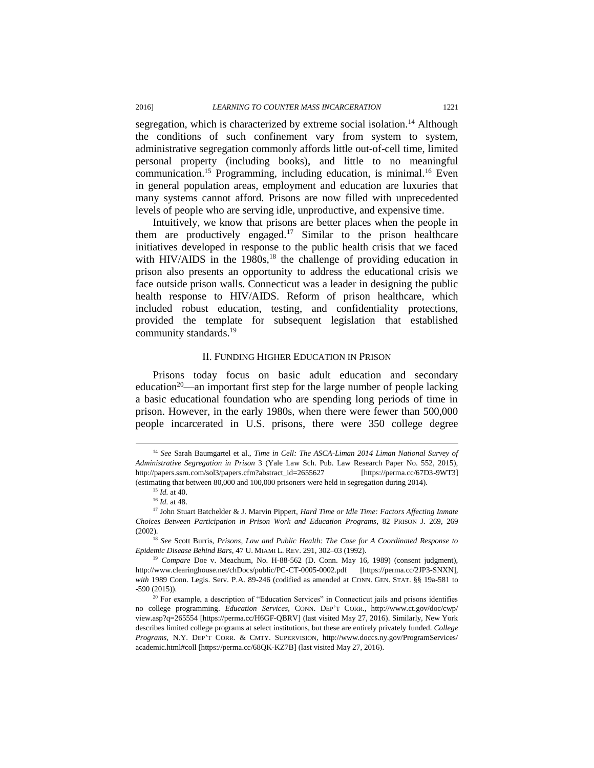segregation, which is characterized by extreme social isolation.[14] Although the conditions of such confinement vary from system to system, administrative segregation commonly affords little out-of-cell time, limited personal property (including books), and little to no meaningful communication.[15] Programming, including education, is minimal.[16] Even in general population areas, employment and education are luxuries that many systems cannot afford. Prisons are now filled with unprecedented levels of people who are serving idle, unproductive, and expensive time.

Intuitively, we know that prisons are better places when the people in them are productively engaged.[17] Similar to the prison healthcare initiatives developed in response to the public health crisis that we faced with HIV/AIDS in the 1980s,[18] the challenge of providing education in prison also presents an opportunity to address the educational crisis we face outside prison walls. Connecticut was a leader in designing the public health response to HIV/AIDS. Reform of prison healthcare, which included robust education, testing, and confidentiality protections, provided the template for subsequent legislation that established community standards.[19]

## II. FUNDING HIGHER EDUCATION IN PRISON

Prisons today focus on basic adult education and secondary education[20]—an important first step for the large number of people lacking a basic educational foundation who are spending long periods of time in prison. However, in the early 1980s, when there were fewer than 500,000 people incarcerated in U.S. prisons, there were 350 college degree

---

[14] *See* Sarah Baumgartel et al., *Time in Cell: The ASCA-Liman 2014 Liman National Survey of Administrative Segregation in Prison* 3 (Yale Law Sch. Pub. Law Research Paper No. 552, 2015), http://papers.ssrn.com/sol3/papers.cfm?abstract_id=2655627 [https://perma.cc/67D3-9WT3] (estimating that between 80,000 and 100,000 prisoners were held in segregation during 2014).

[15] *Id.* at 40.

[16] *Id.* at 48.

[17] John Stuart Batchelder & J. Marvin Pippert, *Hard Time or Idle Time: Factors Affecting Inmate Choices Between Participation in Prison Work and Education Programs*, 82 PRISON J. 269, 269 (2002).

[18] *See* Scott Burris, *Prisons, Law and Public Health: The Case for A Coordinated Response to Epidemic Disease Behind Bars*, 47 U. MIAMI L. REV. 291, 302–03 (1992).

[19] *Compare* Doe v. Meachum, No. H-88-562 (D. Conn. May 16, 1989) (consent judgment), http://www.clearinghouse.net/chDocs/public/PC-CT-0005-0002.pdf [https://perma.cc/2JP3-SNXN], *with* 1989 Conn. Legis. Serv. P.A. 89-246 (codified as amended at CONN. GEN. STAT. §§ 19a-581 to -590 (2015)).

[20] For example, a description of "Education Services" in Connecticut jails and prisons identifies no college programming. *Education Services*, CONN. DEP'T CORR., http://www.ct.gov/doc/cwp/view.asp?q=265554 [https://perma.cc/H6GF-QBRV] (last visited May 27, 2016). Similarly, New York describes limited college programs at select institutions, but these are entirely privately funded. *College Programs*, N.Y. DEP'T CORR. & CMTY. SUPERVISION, http://www.doccs.ny.gov/ProgramServices/academic.html#coll [https://perma.cc/68QK-KZ7B] (last visited May 27, 2016).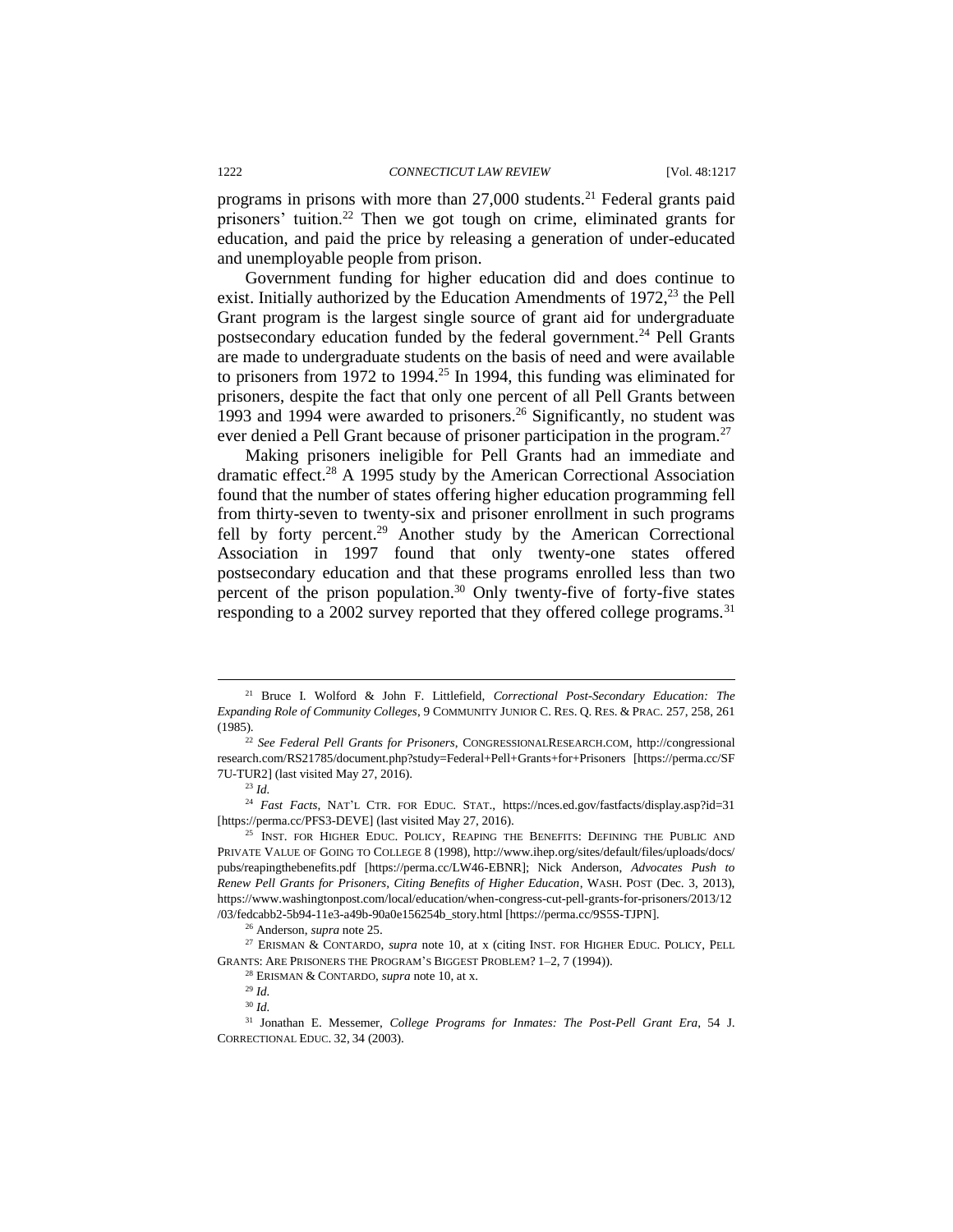programs in prisons with more than 27,000 students.[21] Federal grants paid prisoners' tuition.[22] Then we got tough on crime, eliminated grants for education, and paid the price by releasing a generation of under-educated and unemployable people from prison.

Government funding for higher education did and does continue to exist. Initially authorized by the Education Amendments of 1972,[23] the Pell Grant program is the largest single source of grant aid for undergraduate postsecondary education funded by the federal government.[24] Pell Grants are made to undergraduate students on the basis of need and were available to prisoners from 1972 to 1994.[25] In 1994, this funding was eliminated for prisoners, despite the fact that only one percent of all Pell Grants between 1993 and 1994 were awarded to prisoners.[26] Significantly, no student was ever denied a Pell Grant because of prisoner participation in the program.[27]

Making prisoners ineligible for Pell Grants had an immediate and dramatic effect.[28] A 1995 study by the American Correctional Association found that the number of states offering higher education programming fell from thirty-seven to twenty-six and prisoner enrollment in such programs fell by forty percent.[29] Another study by the American Correctional Association in 1997 found that only twenty-one states offered postsecondary education and that these programs enrolled less than two percent of the prison population.[30] Only twenty-five of forty-five states responding to a 2002 survey reported that they offered college programs.[31]

---

[21] Bruce I. Wolford & John F. Littlefield, *Correctional Post-Secondary Education: The Expanding Role of Community Colleges*, 9 COMMUNITY JUNIOR C. RES. Q. RES. & PRAC. 257, 258, 261 (1985).

[22] *See Federal Pell Grants for Prisoners*, CONGRESSIONALRESEARCH.COM, http://congressionalresearch.com/RS21785/document.php?study=Federal+Pell+Grants+for+Prisoners [https://perma.cc/SF7U-TUR2] (last visited May 27, 2016).

[23] *Id.*

[24] *Fast Facts*, NAT'L CTR. FOR EDUC. STAT., https://nces.ed.gov/fastfacts/display.asp?id=31 [https://perma.cc/PFS3-DEVE] (last visited May 27, 2016).

[25] INST. FOR HIGHER EDUC. POLICY, REAPING THE BENEFITS: DEFINING THE PUBLIC AND PRIVATE VALUE OF GOING TO COLLEGE 8 (1998), http://www.ihep.org/sites/default/files/uploads/docs/pubs/reapingthebenefits.pdf [https://perma.cc/LW46-EBNR]; Nick Anderson, *Advocates Push to Renew Pell Grants for Prisoners, Citing Benefits of Higher Education*, WASH. POST (Dec. 3, 2013), https://www.washingtonpost.com/local/education/when-congress-cut-pell-grants-for-prisoners/2013/12/03/fedcabb2-5b94-11e3-a49b-90a0e156254b_story.html [https://perma.cc/9S5S-TJPN].

[26] Anderson, *supra* note 25.

[27] ERISMAN & CONTARDO, *supra* note 10, at x (citing INST. FOR HIGHER EDUC. POLICY, PELL GRANTS: ARE PRISONERS THE PROGRAM'S BIGGEST PROBLEM? 1–2, 7 (1994)).

[28] ERISMAN & CONTARDO, *supra* note 10, at x.

[29] *Id.*

[30] *Id.*

[31] Jonathan E. Messemer, *College Programs for Inmates: The Post-Pell Grant Era*, 54 J. CORRECTIONAL EDUC. 32, 34 (2003).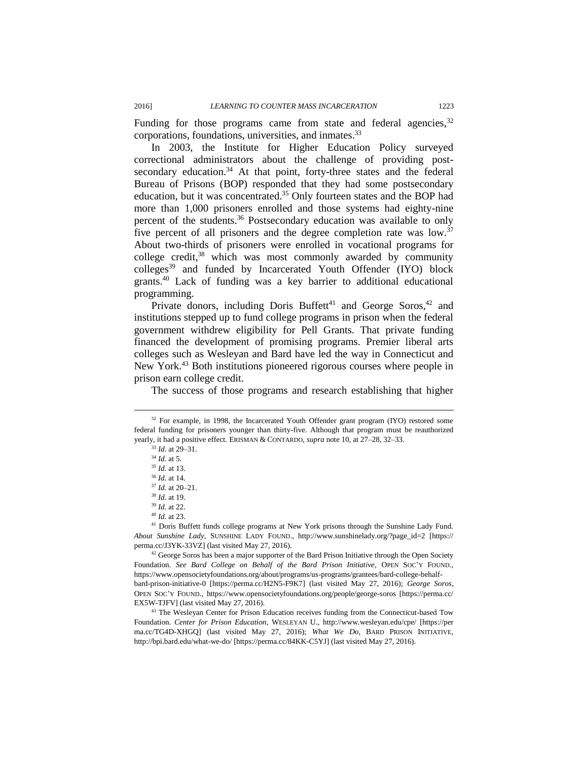Funding for those programs came from state and federal agencies,[32] corporations, foundations, universities, and inmates.[33]

In 2003, the Institute for Higher Education Policy surveyed correctional administrators about the challenge of providing post-secondary education.[34] At that point, forty-three states and the federal Bureau of Prisons (BOP) responded that they had some postsecondary education, but it was concentrated.[35] Only fourteen states and the BOP had more than 1,000 prisoners enrolled and those systems had eighty-nine percent of the students.[36] Postsecondary education was available to only five percent of all prisoners and the degree completion rate was low.[37] About two-thirds of prisoners were enrolled in vocational programs for college credit,[38] which was most commonly awarded by community colleges[39] and funded by Incarcerated Youth Offender (IYO) block grants.[40] Lack of funding was a key barrier to additional educational programming.

Private donors, including Doris Buffett[41] and George Soros,[42] and institutions stepped up to fund college programs in prison when the federal government withdrew eligibility for Pell Grants. That private funding financed the development of promising programs. Premier liberal arts colleges such as Wesleyan and Bard have led the way in Connecticut and New York.[43] Both institutions pioneered rigorous courses where people in prison earn college credit.

The success of those programs and research establishing that higher

---

[32] For example, in 1998, the Incarcerated Youth Offender grant program (IYO) restored some federal funding for prisoners younger than thirty-five. Although that program must be reauthorized yearly, it had a positive effect. ERISMAN & CONTARDO, *supra* note 10, at 27–28, 32–33.

[33] *Id.* at 29–31.

[34] *Id.* at 5.

[35] *Id.* at 13.

[36] *Id.* at 14.

[37] *Id.* at 20–21.

[38] *Id.* at 19.

[39] *Id.* at 22.

[40] *Id.* at 23.

[41] Doris Buffett funds college programs at New York prisons through the Sunshine Lady Fund. *About Sunshine Lady*, SUNSHINE LADY FOUND., http://www.sunshinelady.org/?page_id=2 [https://perma.cc/J3YK-33VZ] (last visited May 27, 2016).

[42] George Soros has been a major supporter of the Bard Prison Initiative through the Open Society Foundation. *See Bard College on Behalf of the Bard Prison Initiative*, OPEN SOC'Y FOUND., https://www.opensocietyfoundations.org/about/programs/us-programs/grantees/bard-college-behalf-bard-prison-initiative-0 [https://perma.cc/H2N5-F9K7] (last visited May 27, 2016); *George Soros*, OPEN SOC'Y FOUND., https://www.opensocietyfoundations.org/people/george-soros [https://perma.cc/EX5W-TJFV] (last visited May 27, 2016).

[43] The Wesleyan Center for Prison Education receives funding from the Connecticut-based Tow Foundation. *Center for Prison Education*, WESLEYAN U., http://www.wesleyan.edu/cpe/ [https://perma.cc/TG4D-XHGQ] (last visited May 27, 2016); *What We Do*, BARD PRISON INITIATIVE, http://bpi.bard.edu/what-we-do/ [https://perma.cc/84KK-C5YJ] (last visited May 27, 2016).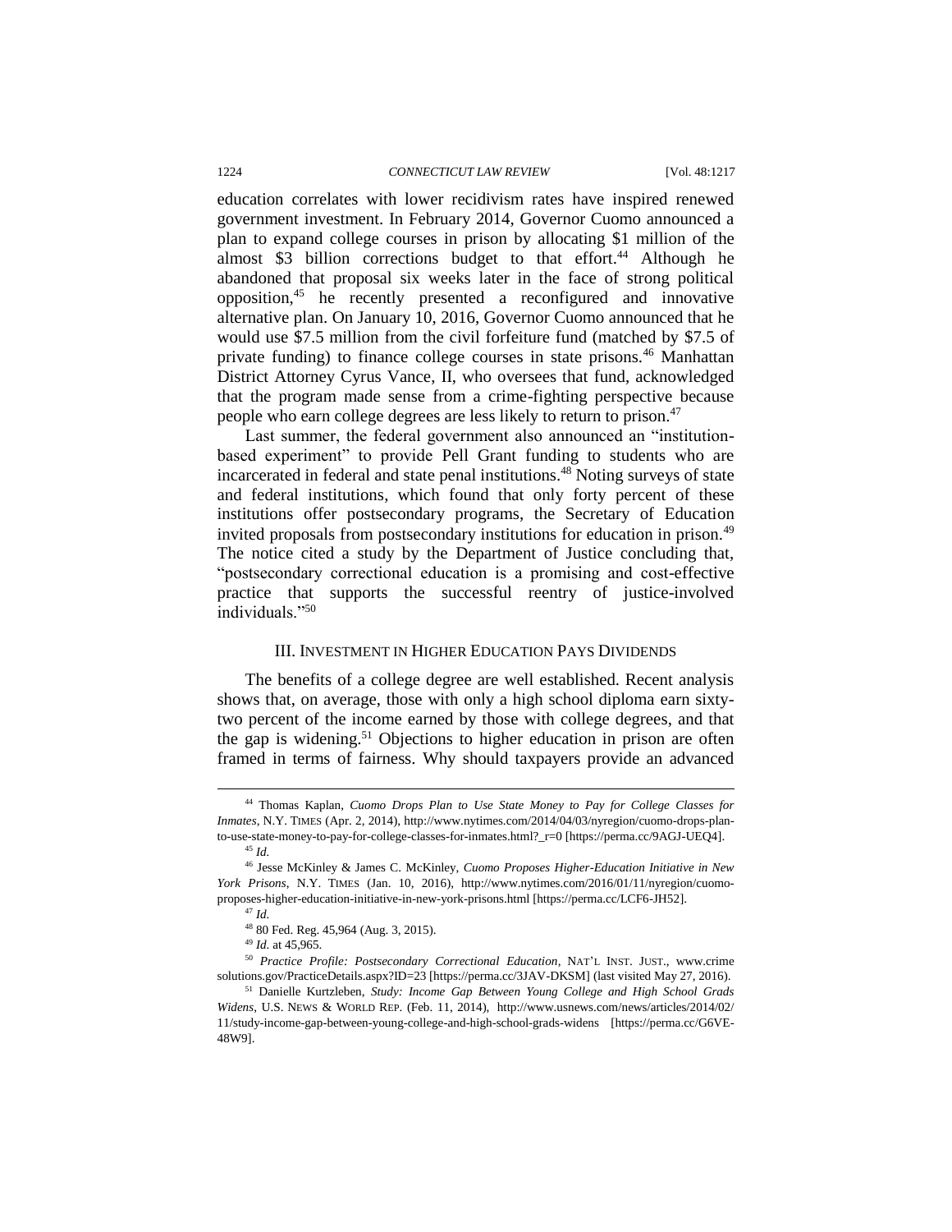education correlates with lower recidivism rates have inspired renewed government investment. In February 2014, Governor Cuomo announced a plan to expand college courses in prison by allocating $1 million of the almost $3 billion corrections budget to that effort.[44] Although he abandoned that proposal six weeks later in the face of strong political opposition,[45] he recently presented a reconfigured and innovative alternative plan. On January 10, 2016, Governor Cuomo announced that he would use $7.5 million from the civil forfeiture fund (matched by $7.5 of private funding) to finance college courses in state prisons.[46] Manhattan District Attorney Cyrus Vance, II, who oversees that fund, acknowledged that the program made sense from a crime-fighting perspective because people who earn college degrees are less likely to return to prison.[47]

Last summer, the federal government also announced an "institution-based experiment" to provide Pell Grant funding to students who are incarcerated in federal and state penal institutions.[48] Noting surveys of state and federal institutions, which found that only forty percent of these institutions offer postsecondary programs, the Secretary of Education invited proposals from postsecondary institutions for education in prison.[49] The notice cited a study by the Department of Justice concluding that, "postsecondary correctional education is a promising and cost-effective practice that supports the successful reentry of justice-involved individuals."[50]

## III. INVESTMENT IN HIGHER EDUCATION PAYS DIVIDENDS

The benefits of a college degree are well established. Recent analysis shows that, on average, those with only a high school diploma earn sixty-two percent of the income earned by those with college degrees, and that the gap is widening.[51] Objections to higher education in prison are often framed in terms of fairness. Why should taxpayers provide an advanced

---

[44] Thomas Kaplan, *Cuomo Drops Plan to Use State Money to Pay for College Classes for Inmates*, N.Y. TIMES (Apr. 2, 2014), http://www.nytimes.com/2014/04/03/nyregion/cuomo-drops-plan-to-use-state-money-to-pay-for-college-classes-for-inmates.html?_r=0 [https://perma.cc/9AGJ-UEQ4].

[45] *Id.*

[46] Jesse McKinley & James C. McKinley, *Cuomo Proposes Higher-Education Initiative in New York Prisons*, N.Y. TIMES (Jan. 10, 2016), http://www.nytimes.com/2016/01/11/nyregion/cuomo-proposes-higher-education-initiative-in-new-york-prisons.html [https://perma.cc/LCF6-JH52].

[47] *Id.*

[48] 80 Fed. Reg. 45,964 (Aug. 3, 2015).

[49] *Id.* at 45,965.

[50] *Practice Profile: Postsecondary Correctional Education*, NAT'L INST. JUST., www.crimesolutions.gov/PracticeDetails.aspx?ID=23 [https://perma.cc/3JAV-DKSM] (last visited May 27, 2016).

[51] Danielle Kurtzleben, *Study: Income Gap Between Young College and High School Grads Widens*, U.S. NEWS & WORLD REP. (Feb. 11, 2014), http://www.usnews.com/news/articles/2014/02/11/study-income-gap-between-young-college-and-high-school-grads-widens [https://perma.cc/G6VE-48W9].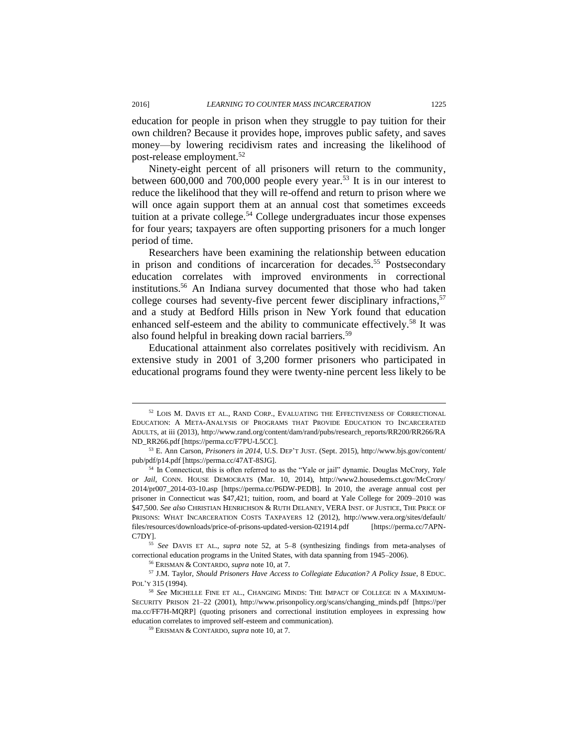education for people in prison when they struggle to pay tuition for their own children? Because it provides hope, improves public safety, and saves money—by lowering recidivism rates and increasing the likelihood of post-release employment.[52]

Ninety-eight percent of all prisoners will return to the community, between 600,000 and 700,000 people every year.[53] It is in our interest to reduce the likelihood that they will re-offend and return to prison where we will once again support them at an annual cost that sometimes exceeds tuition at a private college.[54] College undergraduates incur those expenses for four years; taxpayers are often supporting prisoners for a much longer period of time.

Researchers have been examining the relationship between education in prison and conditions of incarceration for decades.[55] Postsecondary education correlates with improved environments in correctional institutions.[56] An Indiana survey documented that those who had taken college courses had seventy-five percent fewer disciplinary infractions,[57] and a study at Bedford Hills prison in New York found that education enhanced self-esteem and the ability to communicate effectively.[58] It was also found helpful in breaking down racial barriers.[59]

Educational attainment also correlates positively with recidivism. An extensive study in 2001 of 3,200 former prisoners who participated in educational programs found they were twenty-nine percent less likely to be

---

[52] LOIS M. DAVIS ET AL., RAND CORP., EVALUATING THE EFFECTIVENESS OF CORRECTIONAL EDUCATION: A META-ANALYSIS OF PROGRAMS THAT PROVIDE EDUCATION TO INCARCERATED ADULTS, at iii (2013), http://www.rand.org/content/dam/rand/pubs/research_reports/RR200/RR266/RAND_RR266.pdf [https://perma.cc/F7PU-L5CC].

[53] E. Ann Carson, *Prisoners in 2014*, U.S. DEP'T JUST. (Sept. 2015), http://www.bjs.gov/content/pub/pdf/p14.pdf [https://perma.cc/47AT-8SJG].

[54] In Connecticut, this is often referred to as the "Yale or jail" dynamic. Douglas McCrory, *Yale or Jail*, CONN. HOUSE DEMOCRATS (Mar. 10, 2014), http://www2.housedems.ct.gov/McCrory/2014/pr007_2014-03-10.asp [https://perma.cc/P6DW-PEDB]. In 2010, the average annual cost per prisoner in Connecticut was $47,421; tuition, room, and board at Yale College for 2009–2010 was $47,500. *See also* CHRISTIAN HENRICHSON & RUTH DELANEY, VERA INST. OF JUSTICE, THE PRICE OF PRISONS: WHAT INCARCERATION COSTS TAXPAYERS 12 (2012), http://www.vera.org/sites/default/files/resources/downloads/price-of-prisons-updated-version-021914.pdf [https://perma.cc/7APN-C7DY].

[55] *See* DAVIS ET AL., *supra* note 52, at 5–8 (synthesizing findings from meta-analyses of correctional education programs in the United States, with data spanning from 1945–2006).

[56] ERISMAN & CONTARDO, *supra* note 10, at 7.

[57] J.M. Taylor, *Should Prisoners Have Access to Collegiate Education? A Policy Issue*, 8 EDUC. POL'Y 315 (1994).

[58] *See* MICHELLE FINE ET AL., CHANGING MINDS: THE IMPACT OF COLLEGE IN A MAXIMUM-SECURITY PRISON 21–22 (2001), http://www.prisonpolicy.org/scans/changing_minds.pdf [https://perma.cc/FF7H-MQRP] (quoting prisoners and correctional institution employees in expressing how education correlates to improved self-esteem and communication).

[59] ERISMAN & CONTARDO, *supra* note 10, at 7.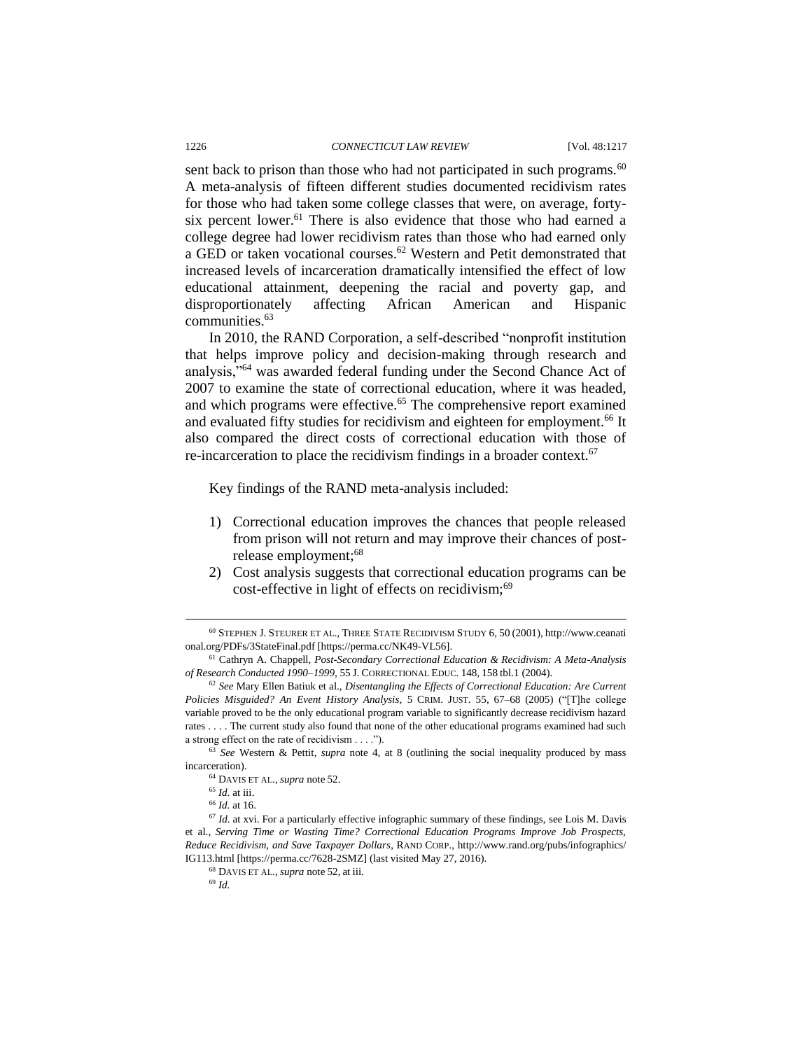sent back to prison than those who had not participated in such programs.[60] A meta-analysis of fifteen different studies documented recidivism rates for those who had taken some college classes that were, on average, forty-six percent lower.[61] There is also evidence that those who had earned a college degree had lower recidivism rates than those who had earned only a GED or taken vocational courses.[62] Western and Petit demonstrated that increased levels of incarceration dramatically intensified the effect of low educational attainment, deepening the racial and poverty gap, and disproportionately affecting African American and Hispanic communities.[63]

In 2010, the RAND Corporation, a self-described "nonprofit institution that helps improve policy and decision-making through research and analysis,"[64] was awarded federal funding under the Second Chance Act of 2007 to examine the state of correctional education, where it was headed, and which programs were effective.[65] The comprehensive report examined and evaluated fifty studies for recidivism and eighteen for employment.[66] It also compared the direct costs of correctional education with those of re-incarceration to place the recidivism findings in a broader context.[67]

Key findings of the RAND meta-analysis included:

1) Correctional education improves the chances that people released from prison will not return and may improve their chances of post-release employment;[68]
2) Cost analysis suggests that correctional education programs can be cost-effective in light of effects on recidivism;[69]

---

[60] STEPHEN J. STEURER ET AL., THREE STATE RECIDIVISM STUDY 6, 50 (2001), http://www.ceanational.org/PDFs/3StateFinal.pdf [https://perma.cc/NK49-VL56].

[61] Cathryn A. Chappell, *Post-Secondary Correctional Education & Recidivism: A Meta-Analysis of Research Conducted 1990–1999*, 55 J. CORRECTIONAL EDUC. 148, 158 tbl.1 (2004).

[62] *See* Mary Ellen Batiuk et al., *Disentangling the Effects of Correctional Education: Are Current Policies Misguided? An Event History Analysis*, 5 CRIM. JUST. 55, 67–68 (2005) ("[T]he college variable proved to be the only educational program variable to significantly decrease recidivism hazard rates . . . . The current study also found that none of the other educational programs examined had such a strong effect on the rate of recidivism . . . .").

[63] *See* Western & Pettit, *supra* note 4, at 8 (outlining the social inequality produced by mass incarceration).

[64] DAVIS ET AL., *supra* note 52.

[65] *Id.* at iii.

[66] *Id.* at 16.

[67] *Id.* at xvi. For a particularly effective infographic summary of these findings, see Lois M. Davis et al., *Serving Time or Wasting Time? Correctional Education Programs Improve Job Prospects, Reduce Recidivism, and Save Taxpayer Dollars*, RAND CORP., http://www.rand.org/pubs/infographics/IG113.html [https://perma.cc/7628-2SMZ] (last visited May 27, 2016).

[68] DAVIS ET AL., *supra* note 52, at iii.

[69] *Id.*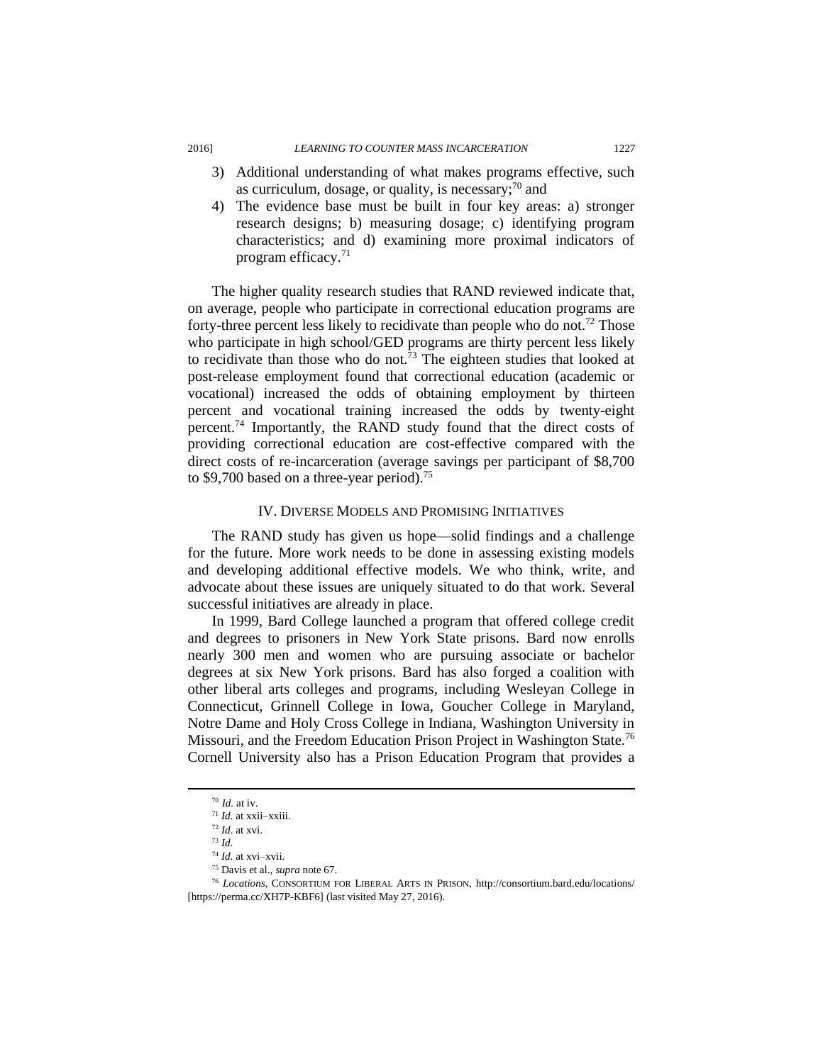3) Additional understanding of what makes programs effective, such as curriculum, dosage, or quality, is necessary;[70] and
4) The evidence base must be built in four key areas: a) stronger research designs; b) measuring dosage; c) identifying program characteristics; and d) examining more proximal indicators of program efficacy.[71]

The higher quality research studies that RAND reviewed indicate that, on average, people who participate in correctional education programs are forty-three percent less likely to recidivate than people who do not.[72] Those who participate in high school/GED programs are thirty percent less likely to recidivate than those who do not.[73] The eighteen studies that looked at post-release employment found that correctional education (academic or vocational) increased the odds of obtaining employment by thirteen percent and vocational training increased the odds by twenty-eight percent.[74] Importantly, the RAND study found that the direct costs of providing correctional education are cost-effective compared with the direct costs of re-incarceration (average savings per participant of $8,700 to $9,700 based on a three-year period).[75]

## IV. Diverse Models and Promising Initiatives

The RAND study has given us hope—solid findings and a challenge for the future. More work needs to be done in assessing existing models and developing additional effective models. We who think, write, and advocate about these issues are uniquely situated to do that work. Several successful initiatives are already in place.

In 1999, Bard College launched a program that offered college credit and degrees to prisoners in New York State prisons. Bard now enrolls nearly 300 men and women who are pursuing associate or bachelor degrees at six New York prisons. Bard has also forged a coalition with other liberal arts colleges and programs, including Wesleyan College in Connecticut, Grinnell College in Iowa, Goucher College in Maryland, Notre Dame and Holy Cross College in Indiana, Washington University in Missouri, and the Freedom Education Prison Project in Washington State.[76] Cornell University also has a Prison Education Program that provides a

---

[70] *Id.* at iv.

[71] *Id.* at xxii–xxiii.

[72] *Id*. at xvi.

[73] *Id.*

[74] *Id.* at xvi–xvii.

[75] Davis et al., *supra* note 67.

[76] *Locations*, Consortium for Liberal Arts in Prison, http://consortium.bard.edu/locations/ [https://perma.cc/XH7P-KBF6] (last visited May 27, 2016).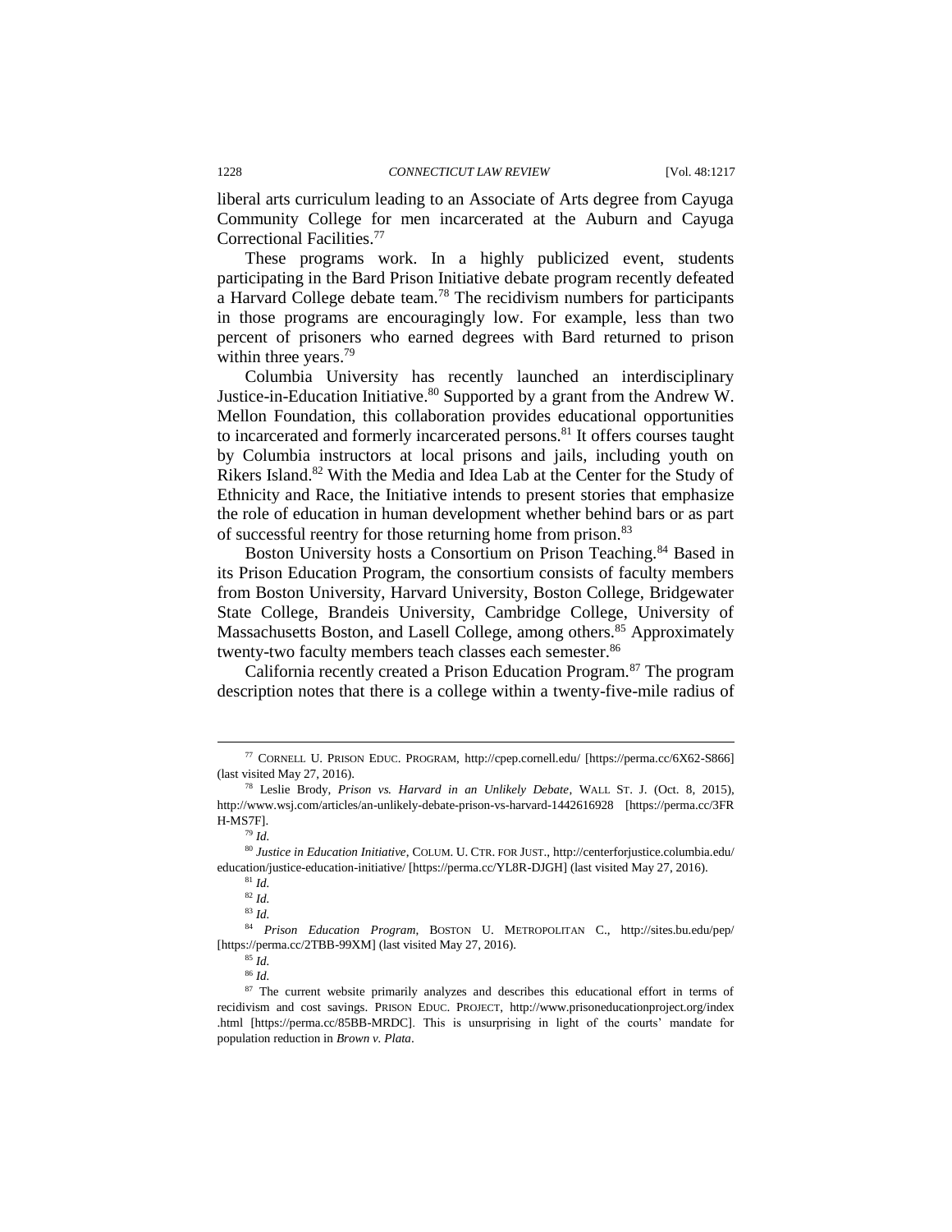liberal arts curriculum leading to an Associate of Arts degree from Cayuga Community College for men incarcerated at the Auburn and Cayuga Correctional Facilities.[77]

These programs work. In a highly publicized event, students participating in the Bard Prison Initiative debate program recently defeated a Harvard College debate team.[78] The recidivism numbers for participants in those programs are encouragingly low. For example, less than two percent of prisoners who earned degrees with Bard returned to prison within three years.[79]

Columbia University has recently launched an interdisciplinary Justice-in-Education Initiative.[80] Supported by a grant from the Andrew W. Mellon Foundation, this collaboration provides educational opportunities to incarcerated and formerly incarcerated persons.[81] It offers courses taught by Columbia instructors at local prisons and jails, including youth on Rikers Island.[82] With the Media and Idea Lab at the Center for the Study of Ethnicity and Race, the Initiative intends to present stories that emphasize the role of education in human development whether behind bars or as part of successful reentry for those returning home from prison.[83]

Boston University hosts a Consortium on Prison Teaching.[84] Based in its Prison Education Program, the consortium consists of faculty members from Boston University, Harvard University, Boston College, Bridgewater State College, Brandeis University, Cambridge College, University of Massachusetts Boston, and Lasell College, among others.[85] Approximately twenty-two faculty members teach classes each semester.[86]

California recently created a Prison Education Program.[87] The program description notes that there is a college within a twenty-five-mile radius of

---

[77] CORNELL U. PRISON EDUC. PROGRAM, http://cpep.cornell.edu/ [https://perma.cc/6X62-S866] (last visited May 27, 2016).

[78] Leslie Brody, *Prison vs. Harvard in an Unlikely Debate*, WALL ST. J. (Oct. 8, 2015), http://www.wsj.com/articles/an-unlikely-debate-prison-vs-harvard-1442616928 [https://perma.cc/3FRH-MS7F].

[79] *Id.*

[80] *Justice in Education Initiative*, COLUM. U. CTR. FOR JUST., http://centerforjustice.columbia.edu/education/justice-education-initiative/ [https://perma.cc/YL8R-DJGH] (last visited May 27, 2016).

[81] *Id.*

[82] *Id.*

[83] *Id.*

[84] *Prison Education Program*, BOSTON U. METROPOLITAN C., http://sites.bu.edu/pep/ [https://perma.cc/2TBB-99XM] (last visited May 27, 2016).

[85] *Id.*

[86] *Id.*

[87] The current website primarily analyzes and describes this educational effort in terms of recidivism and cost savings. PRISON EDUC. PROJECT, http://www.prisoneducationproject.org/index.html [https://perma.cc/85BB-MRDC]. This is unsurprising in light of the courts' mandate for population reduction in *Brown v. Plata*.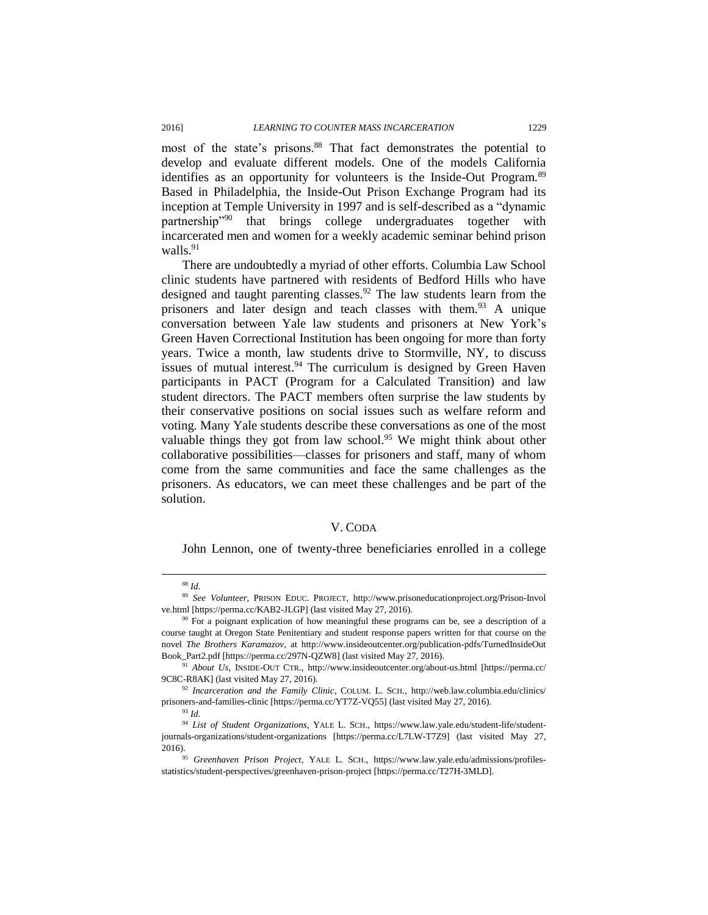most of the state's prisons.[88] That fact demonstrates the potential to develop and evaluate different models. One of the models California identifies as an opportunity for volunteers is the Inside-Out Program.[89] Based in Philadelphia, the Inside-Out Prison Exchange Program had its inception at Temple University in 1997 and is self-described as a "dynamic partnership"[90] that brings college undergraduates together with incarcerated men and women for a weekly academic seminar behind prison walls.[91]

There are undoubtedly a myriad of other efforts. Columbia Law School clinic students have partnered with residents of Bedford Hills who have designed and taught parenting classes.[92] The law students learn from the prisoners and later design and teach classes with them.[93] A unique conversation between Yale law students and prisoners at New York's Green Haven Correctional Institution has been ongoing for more than forty years. Twice a month, law students drive to Stormville, NY, to discuss issues of mutual interest.[94] The curriculum is designed by Green Haven participants in PACT (Program for a Calculated Transition) and law student directors. The PACT members often surprise the law students by their conservative positions on social issues such as welfare reform and voting. Many Yale students describe these conversations as one of the most valuable things they got from law school.[95] We might think about other collaborative possibilities—classes for prisoners and staff, many of whom come from the same communities and face the same challenges as the prisoners. As educators, we can meet these challenges and be part of the solution.

## V. CODA

John Lennon, one of twenty-three beneficiaries enrolled in a college

---

[88] *Id*.

[89] *See Volunteer*, PRISON EDUC. PROJECT, http://www.prisoneducationproject.org/Prison-Volunteer.html [https://perma.cc/KAB2-JLGP] (last visited May 27, 2016).

[90] For a poignant explication of how meaningful these programs can be, see a description of a course taught at Oregon State Penitentiary and student response papers written for that course on the novel *The Brothers Karamazov*, at http://www.insideoutcenter.org/publication-pdfs/TurnedInsideOutBook_Part2.pdf [https://perma.cc/297N-QZW8] (last visited May 27, 2016).

[91] *About Us*, INSIDE-OUT CTR., http://www.insideoutcenter.org/about-us.html [https://perma.cc/9C8C-R8AK] (last visited May 27, 2016).

[92] *Incarceration and the Family Clinic*, COLUM. L. SCH., http://web.law.columbia.edu/clinics/prisoners-and-families-clinic [https://perma.cc/YT7Z-VQ55] (last visited May 27, 2016).

[93] *Id.*

[94] *List of Student Organizations*, YALE L. SCH., https://www.law.yale.edu/student-life/student-journals-organizations/student-organizations [https://perma.cc/L7LW-T7Z9] (last visited May 27, 2016).

[95] *Greenhaven Prison Project*, YALE L. SCH., https://www.law.yale.edu/admissions/profiles-statistics/student-perspectives/greenhaven-prison-project [https://perma.cc/T27H-3MLD].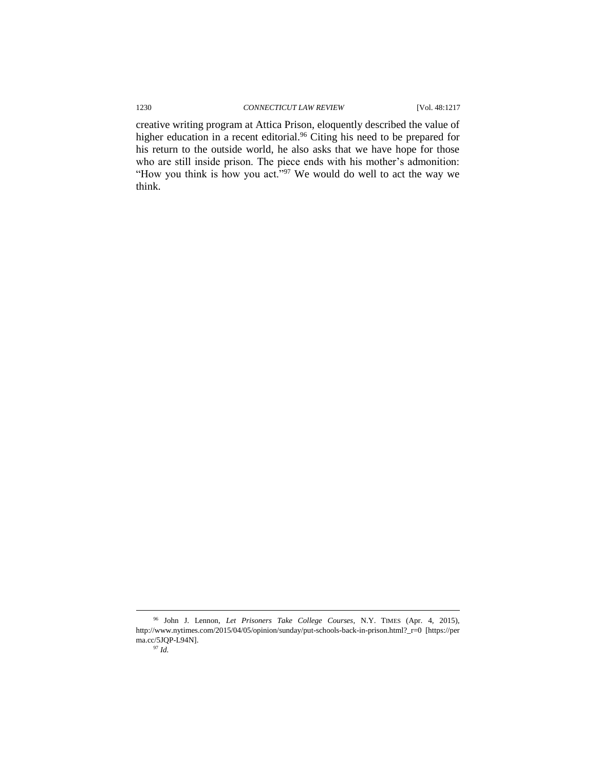creative writing program at Attica Prison, eloquently described the value of higher education in a recent editorial.[96] Citing his need to be prepared for his return to the outside world, he also asks that we have hope for those who are still inside prison. The piece ends with his mother's admonition: "How you think is how you act."[97] We would do well to act the way we think.

---

[96] John J. Lennon, *Let Prisoners Take College Courses*, N.Y. TIMES (Apr. 4, 2015), http://www.nytimes.com/2015/04/05/opinion/sunday/put-schools-back-in-prison.html?_r=0 [https://perma.cc/5JQP-L94N].

[97] *Id.*